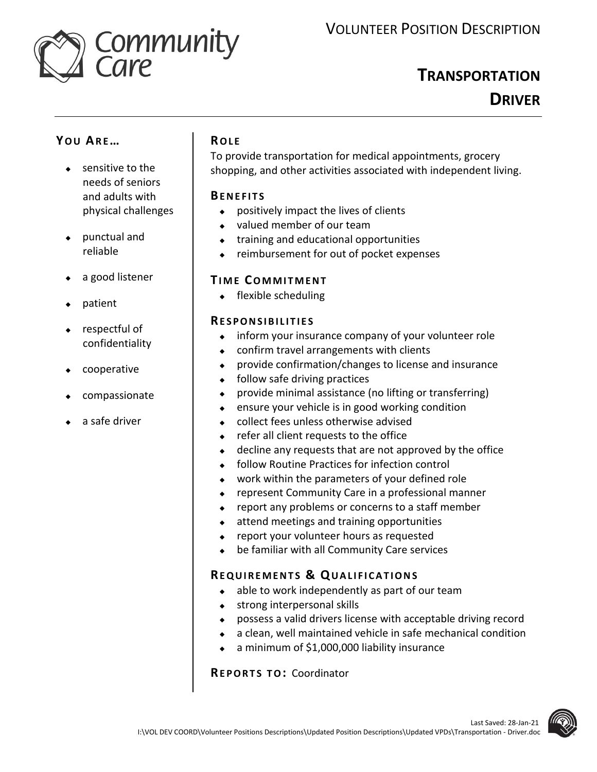Community Care

# Volunteer Position Description

## Transportation Driver

### You Are…

- sensitive to the needs of seniors and adults with physical challenges
- punctual and reliable
- a good listener
- patient
- respectful of confidentiality
- cooperative
- compassionate
- a safe driver

### Role

To provide transportation for medical appointments, grocery shopping, and other activities associated with independent living.

### Benefits

- positively impact the lives of clients
- valued member of our team
- training and educational opportunities
- reimbursement for out of pocket expenses

### Time Commitment

- flexible scheduling

### Responsibilities

- inform your insurance company of your volunteer role
- confirm travel arrangements with clients
- provide confirmation/changes to license and insurance
- follow safe driving practices
- provide minimal assistance (no lifting or transferring)
- ensure your vehicle is in good working condition
- collect fees unless otherwise advised
- refer all client requests to the office
- decline any requests that are not approved by the office
- follow Routine Practices for infection control
- work within the parameters of your defined role
- represent Community Care in a professional manner
- report any problems or concerns to a staff member
- attend meetings and training opportunities
- report your volunteer hours as requested
- be familiar with all Community Care services

### Requirements & Qualifications

- able to work independently as part of our team
- strong interpersonal skills
- possess a valid drivers license with acceptable driving record
- a clean, well maintained vehicle in safe mechanical condition
- a minimum of $1,000,000 liability insurance

**Reports to:** Coordinator

Last Saved: 28-Jan-21
I:\VOL DEV COORD\Volunteer Positions Descriptions\Updated Position Descriptions\Updated VPDs\Transportation - Driver.doc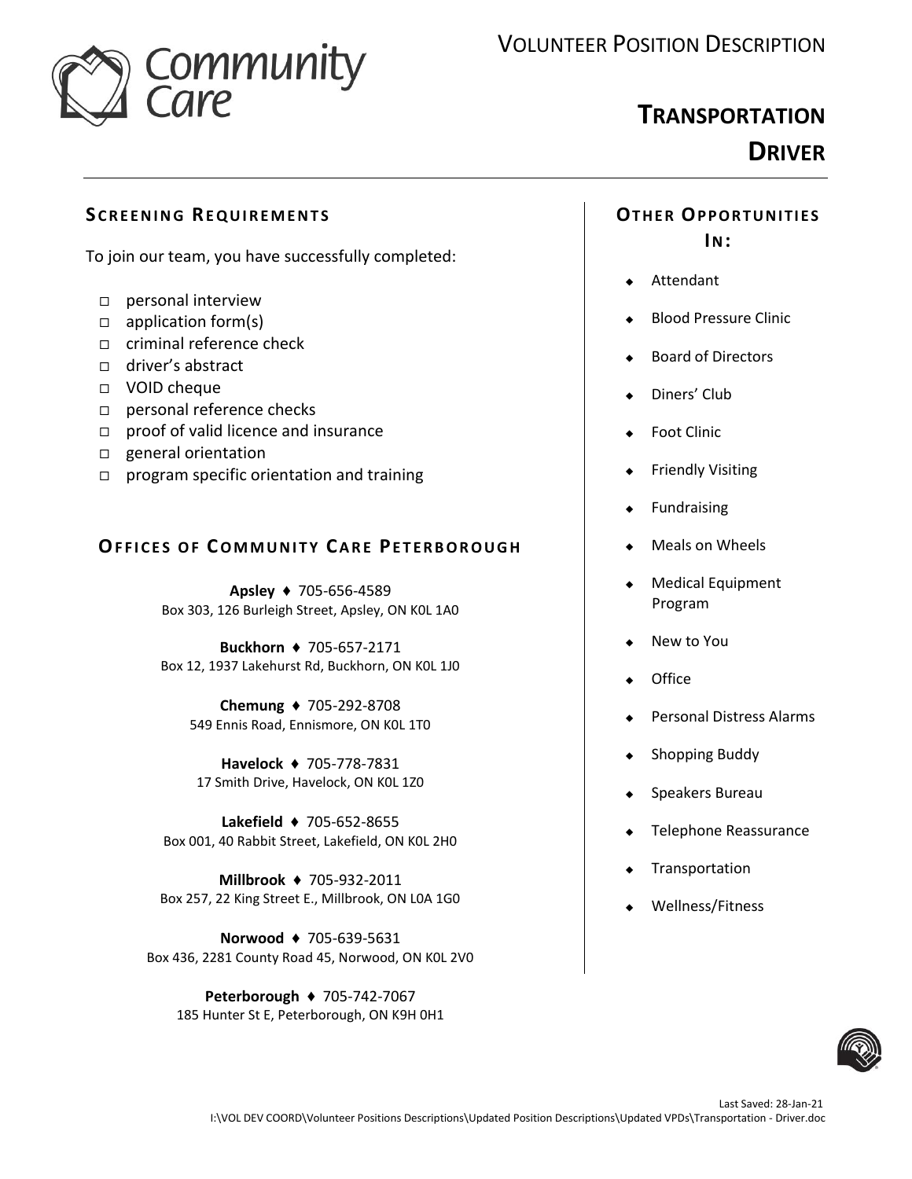Community Care

# Volunteer Position Description

# Transportation Driver

## Screening Requirements

To join our team, you have successfully completed:

- □ personal interview
- □ application form(s)
- □ criminal reference check
- □ driver's abstract
- □ VOID cheque
- □ personal reference checks
- □ proof of valid licence and insurance
- □ general orientation
- □ program specific orientation and training

## Offices of Community Care Peterborough

**Apsley** ♦ 705-656-4589
Box 303, 126 Burleigh Street, Apsley, ON K0L 1A0

**Buckhorn** ♦ 705-657-2171
Box 12, 1937 Lakehurst Rd, Buckhorn, ON K0L 1J0

**Chemung** ♦ 705-292-8708
549 Ennis Road, Ennismore, ON K0L 1T0

**Havelock** ♦ 705-778-7831
17 Smith Drive, Havelock, ON K0L 1Z0

**Lakefield** ♦ 705-652-8655
Box 001, 40 Rabbit Street, Lakefield, ON K0L 2H0

**Millbrook** ♦ 705-932-2011
Box 257, 22 King Street E., Millbrook, ON L0A 1G0

**Norwood** ♦ 705-639-5631
Box 436, 2281 County Road 45, Norwood, ON K0L 2V0

**Peterborough** ♦ 705-742-7067
185 Hunter St E, Peterborough, ON K9H 0H1

## Other Opportunities In:

- Attendant
- Blood Pressure Clinic
- Board of Directors
- Diners' Club
- Foot Clinic
- Friendly Visiting
- Fundraising
- Meals on Wheels
- Medical Equipment Program
- New to You
- Office
- Personal Distress Alarms
- Shopping Buddy
- Speakers Bureau
- Telephone Reassurance
- Transportation
- Wellness/Fitness

Last Saved: 28-Jan-21
I:\VOL DEV COORD\Volunteer Positions Descriptions\Updated Position Descriptions\Updated VPDs\Transportation - Driver.doc